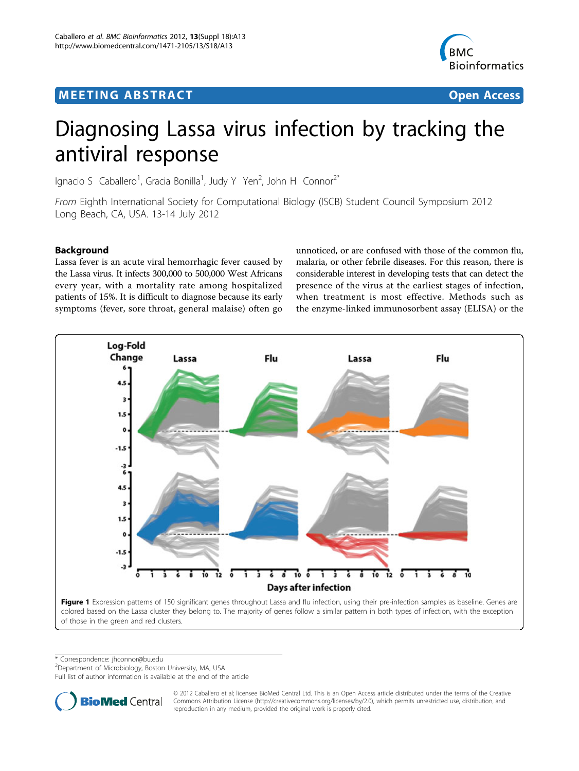MEETING ABSTRACT — Open Access

# Diagnosing Lassa virus infection by tracking the antiviral response

Ignacio S Caballero[1], Gracia Bonilla[1], Judy Y Yen[2], John H Connor[2*]

*From* Eighth International Society for Computational Biology (ISCB) Student Council Symposium 2012
Long Beach, CA, USA. 13-14 July 2012

## Background

Lassa fever is an acute viral hemorrhagic fever caused by the Lassa virus. It infects 300,000 to 500,000 West Africans every year, with a mortality rate among hospitalized patients of 15%. It is difficult to diagnose because its early symptoms (fever, sore throat, general malaise) often go unnoticed, or are confused with those of the common flu, malaria, or other febrile diseases. For this reason, there is considerable interest in developing tests that can detect the presence of the virus at the earliest stages of infection, when treatment is most effective. Methods such as the enzyme-linked immunosorbent assay (ELISA) or the

**Figure 1** Expression patterns of 150 significant genes throughout Lassa and flu infection, using their pre-infection samples as baseline. Genes are colored based on the Lassa cluster they belong to. The majority of genes follow a similar pattern in both types of infection, with the exception of those in the green and red clusters.

\* Correspondence: jhconnor@bu.edu
[2]Department of Microbiology, Boston University, MA, USA
Full list of author information is available at the end of the article

© 2012 Caballero et al; licensee BioMed Central Ltd. This is an Open Access article distributed under the terms of the Creative Commons Attribution License (http://creativecommons.org/licenses/by/2.0), which permits unrestricted use, distribution, and reproduction in any medium, provided the original work is properly cited.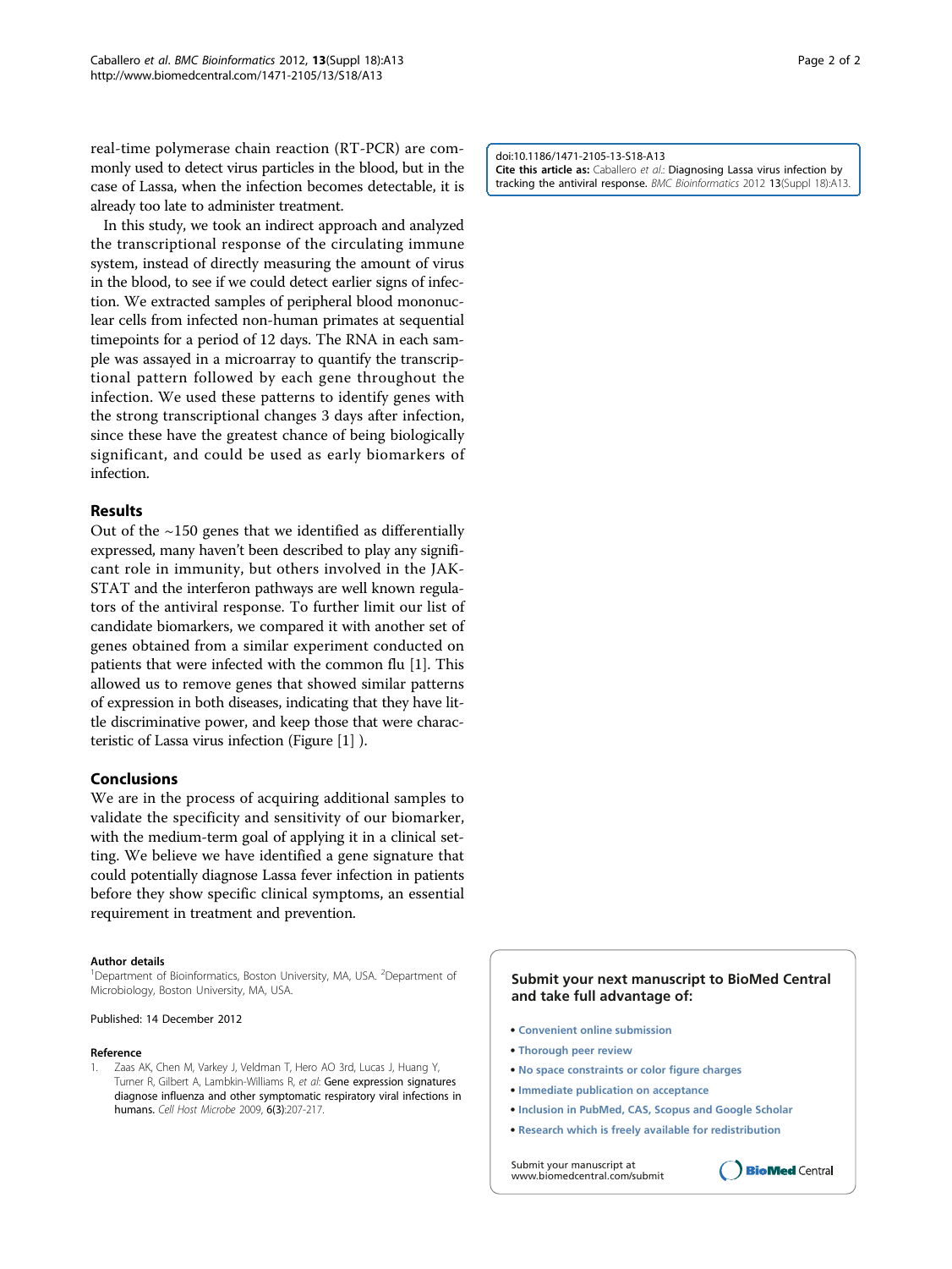real-time polymerase chain reaction (RT-PCR) are commonly used to detect virus particles in the blood, but in the case of Lassa, when the infection becomes detectable, it is already too late to administer treatment.

In this study, we took an indirect approach and analyzed the transcriptional response of the circulating immune system, instead of directly measuring the amount of virus in the blood, to see if we could detect earlier signs of infection. We extracted samples of peripheral blood mononuclear cells from infected non-human primates at sequential timepoints for a period of 12 days. The RNA in each sample was assayed in a microarray to quantify the transcriptional pattern followed by each gene throughout the infection. We used these patterns to identify genes with the strong transcriptional changes 3 days after infection, since these have the greatest chance of being biologically significant, and could be used as early biomarkers of infection.

## Results

Out of the ~150 genes that we identified as differentially expressed, many haven't been described to play any significant role in immunity, but others involved in the JAK-STAT and the interferon pathways are well known regulators of the antiviral response. To further limit our list of candidate biomarkers, we compared it with another set of genes obtained from a similar experiment conducted on patients that were infected with the common flu [1]. This allowed us to remove genes that showed similar patterns of expression in both diseases, indicating that they have little discriminative power, and keep those that were characteristic of Lassa virus infection (Figure [1] ).

## Conclusions

We are in the process of acquiring additional samples to validate the specificity and sensitivity of our biomarker, with the medium-term goal of applying it in a clinical setting. We believe we have identified a gene signature that could potentially diagnose Lassa fever infection in patients before they show specific clinical symptoms, an essential requirement in treatment and prevention.

#### Author details

[1]Department of Bioinformatics, Boston University, MA, USA. [2]Department of Microbiology, Boston University, MA, USA.

Published: 14 December 2012

#### Reference

1. Zaas AK, Chen M, Varkey J, Veldman T, Hero AO 3rd, Lucas J, Huang Y, Turner R, Gilbert A, Lambkin-Williams R, *et al*: **Gene expression signatures diagnose influenza and other symptomatic respiratory viral infections in humans.** *Cell Host Microbe* 2009, **6(3)**:207-217.

doi:10.1186/1471-2105-13-S18-A13

**Cite this article as:** Caballero *et al.*: Diagnosing Lassa virus infection by tracking the antiviral response. *BMC Bioinformatics* 2012 **13**(Suppl 18):A13.

**Submit your next manuscript to BioMed Central and take full advantage of:**

- Convenient online submission
- Thorough peer review
- No space constraints or color figure charges
- Immediate publication on acceptance
- Inclusion in PubMed, CAS, Scopus and Google Scholar
- Research which is freely available for redistribution

Submit your manuscript at www.biomedcentral.com/submit

BioMed Central